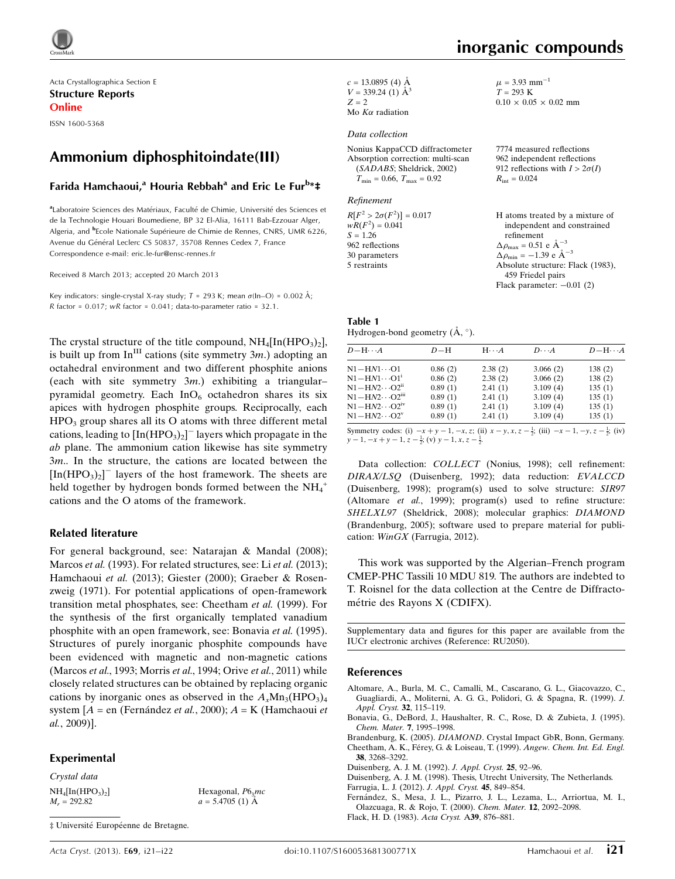Acta Crystallographica Section E

**Structure Reports Online**

ISSN 1600-5368

# Ammonium diphosphitoindate(III)

**Farida Hamchaoui,[a] Houria Rebbah[a] and Eric Le Fur[b]*‡**

[a]Laboratoire Sciences des Matériaux, Faculté de Chimie, Université des Sciences et de la Technologie Houari Boumediene, BP 32 El-Alia, 16111 Bab-Ezzouar Alger, Algeria, and [b]Ecole Nationale Supérieure de Chimie de Rennes, CNRS, UMR 6226, Avenue du Général Leclerc CS 50837, 35708 Rennes Cedex 7, France
Correspondence e-mail: eric.le-fur@ensc-rennes.fr

Received 8 March 2013; accepted 20 March 2013

Key indicators: single-crystal X-ray study; $T$ = 293 K; mean $\sigma$(In–O) = 0.002 Å; $R$ factor = 0.017; $wR$ factor = 0.041; data-to-parameter ratio = 32.1.

The crystal structure of the title compound, $NH_4[In(HPO_3)_2]$, is built up from $In^{III}$ cations (site symmetry $3m.$) adopting an octahedral environment and two different phosphite anions (each with site symmetry $3m.$) exhibiting a triangular–pyramidal geometry. Each $InO_6$ octahedron shares its six apices with hydrogen phosphite groups. Reciprocally, each $HPO_3$ group shares all its O atoms with three different metal cations, leading to $[In(HPO_3)_2]^-$ layers which propagate in the $ab$ plane. The ammonium cation likewise has site symmetry $3m$. In the structure, the cations are located between the $[In(HPO_3)_2]^-$ layers of the host framework. The sheets are held together by hydrogen bonds formed between the $NH_4^+$ cations and the O atoms of the framework.

## Related literature

For general background, see: Natarajan & Mandal (2008); Marcos *et al.* (1993). For related structures, see: Li *et al.* (2013); Hamchaoui *et al.* (2013); Giester (2000); Graeber & Rosenzweig (1971). For potential applications of open-framework transition metal phosphates, see: Cheetham *et al.* (1999). For the synthesis of the first organically templated vanadium phosphite with an open framework, see: Bonavia *et al.* (1995). Structures of purely inorganic phosphite compounds have been evidenced with magnetic and non-magnetic cations (Marcos *et al.*, 1993; Morris *et al.*, 1994; Orive *et al.*, 2011) while closely related structures can be obtained by replacing organic cations by inorganic ones as observed in the $A_xMn_3(HPO_3)_4$ system [$A$ = en (Fernández *et al.*, 2000); $A$ = K (Hamchaoui *et al.*, 2009)].

## Experimental

### Crystal data

$NH_4[In(HPO_3)_2]$
$M_r$ = 292.82
Hexagonal, $P6_3mc$
$a$ = 5.4705 (1) Å
$c$ = 13.0895 (4) Å
$V$ = 339.24 (1) Å$^3$
$Z$ = 2
Mo $K\alpha$ radiation
$\mu$ = 3.93 mm$^{-1}$
$T$ = 293 K
0.10 × 0.05 × 0.02 mm

### Data collection

Nonius KappaCCD diffractometer
Absorption correction: multi-scan (*SADABS*; Sheldrick, 2002)
$T_{min}$ = 0.66, $T_{max}$ = 0.92
7774 measured reflections
962 independent reflections
912 reflections with $I > 2\sigma(I)$
$R_{int}$ = 0.024

### Refinement

$R[F^2 > 2\sigma(F^2)]$ = 0.017
$wR(F^2)$ = 0.041
$S$ = 1.26
962 reflections
30 parameters
5 restraints
H atoms treated by a mixture of independent and constrained refinement
$\Delta\rho_{max}$ = 0.51 e Å$^{-3}$
$\Delta\rho_{min}$ = −1.39 e Å$^{-3}$
Absolute structure: Flack (1983), 459 Friedel pairs
Flack parameter: −0.01 (2)

**Table 1**
Hydrogen-bond geometry (Å, °).

| $D$—H···$A$ | $D$—H | H···$A$ | $D$···$A$ | $D$—H···$A$ |
|---|---|---|---|---|
| N1—$H$N1···O1 | 0.86 (2) | 2.38 (2) | 3.066 (2) | 138 (2) |
| N1—$H$N1···O1$^{i}$ | 0.86 (2) | 2.38 (2) | 3.066 (2) | 138 (2) |
| N1—$H$N2···O2$^{ii}$ | 0.89 (1) | 2.41 (1) | 3.109 (4) | 135 (1) |
| N1—$H$N2···O2$^{iii}$ | 0.89 (1) | 2.41 (1) | 3.109 (4) | 135 (1) |
| N1—$H$N2···O2$^{iv}$ | 0.89 (1) | 2.41 (1) | 3.109 (4) | 135 (1) |
| N1—$H$N2···O2$^{v}$ | 0.89 (1) | 2.41 (1) | 3.109 (4) | 135 (1) |

Symmetry codes: (i) $-x+y-1, -x, z$; (ii) $x-y, x, z-\frac{1}{2}$; (iii) $-x-1, -y, z-\frac{1}{2}$; (iv) $y-1, -x+y-1, z-\frac{1}{2}$; (v) $y-1, x, z-\frac{1}{2}$.

Data collection: *COLLECT* (Nonius, 1998); cell refinement: *DIRAX/LSQ* (Duisenberg, 1992); data reduction: *EVALCCD* (Duisenberg, 1998); program(s) used to solve structure: *SIR97* (Altomare *et al.*, 1999); program(s) used to refine structure: *SHELXL97* (Sheldrick, 2008); molecular graphics: *DIAMOND* (Brandenburg, 2005); software used to prepare material for publication: *WinGX* (Farrugia, 2012).

This work was supported by the Algerian–French program CMEP-PHC Tassili 10 MDU 819. The authors are indebted to T. Roisnel for the data collection at the Centre de Diffractométrie des Rayons X (CDIFX).

Supplementary data and figures for this paper are available from the IUCr electronic archives (Reference: RU2050).

## References

Altomare, A., Burla, M. C., Camalli, M., Cascarano, G. L., Giacovazzo, C., Guagliardi, A., Moliterni, A. G. G., Polidori, G. & Spagna, R. (1999). *J. Appl. Cryst.* **32**, 115–119.

Bonavia, G., DeBord, J., Haushalter, R. C., Rose, D. & Zubieta, J. (1995). *Chem. Mater.* **7**, 1995–1998.

Brandenburg, K. (2005). *DIAMOND*. Crystal Impact GbR, Bonn, Germany.

Cheetham, A. K., Férey, G. & Loiseau, T. (1999). *Angew. Chem. Int. Ed. Engl.* **38**, 3268–3292.

Duisenberg, A. J. M. (1992). *J. Appl. Cryst.* **25**, 92–96.

Duisenberg, A. J. M. (1998). Thesis, Utrecht University, The Netherlands.

Farrugia, L. J. (2012). *J. Appl. Cryst.* **45**, 849–854.

Fernández, S., Mesa, J. L., Pizarro, J. L., Lezama, L., Arriortua, M. I., Olazcuaga, R. & Rojo, T. (2000). *Chem. Mater.* **12**, 2092–2098.

Flack, H. D. (1983). *Acta Cryst.* A**39**, 876–881.

‡ Université Européenne de Bretagne.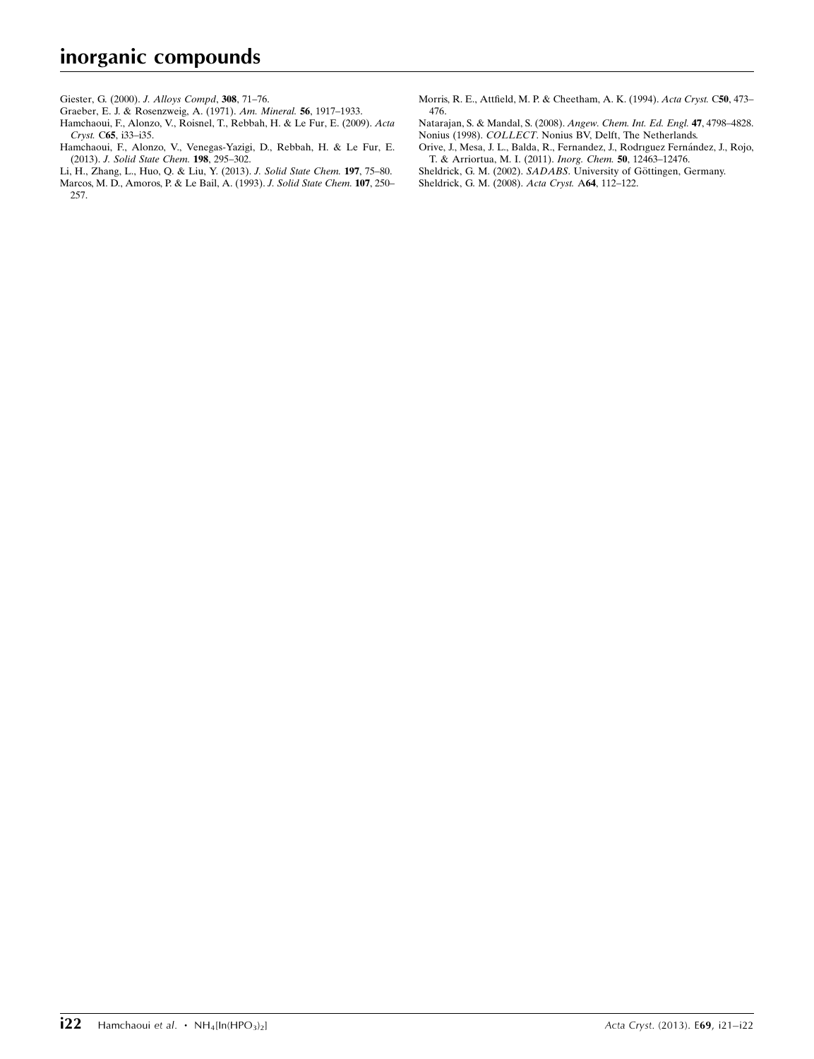Giester, G. (2000). *J. Alloys Compd*, **308**, 71–76.

Graeber, E. J. & Rosenzweig, A. (1971). *Am. Mineral.* **56**, 1917–1933.

Hamchaoui, F., Alonzo, V., Roisnel, T., Rebbah, H. & Le Fur, E. (2009). *Acta Cryst.* C**65**, i33–i35.

Hamchaoui, F., Alonzo, V., Venegas-Yazigi, D., Rebbah, H. & Le Fur, E. (2013). *J. Solid State Chem.* **198**, 295–302.

Li, H., Zhang, L., Huo, Q. & Liu, Y. (2013). *J. Solid State Chem.* **197**, 75–80.

Marcos, M. D., Amoros, P. & Le Bail, A. (1993). *J. Solid State Chem.* **107**, 250–257.

Morris, R. E., Attfield, M. P. & Cheetham, A. K. (1994). *Acta Cryst.* C**50**, 473–476.

Natarajan, S. & Mandal, S. (2008). *Angew. Chem. Int. Ed. Engl.* **47**, 4798–4828.

Nonius (1998). *COLLECT*. Nonius BV, Delft, The Netherlands.

Orive, J., Mesa, J. L., Balda, R., Fernandez, J., Rodrıguez Fernández, J., Rojo, T. & Arriortua, M. I. (2011). *Inorg. Chem.* **50**, 12463–12476.

Sheldrick, G. M. (2002). *SADABS*. University of Göttingen, Germany.

Sheldrick, G. M. (2008). *Acta Cryst.* A**64**, 112–122.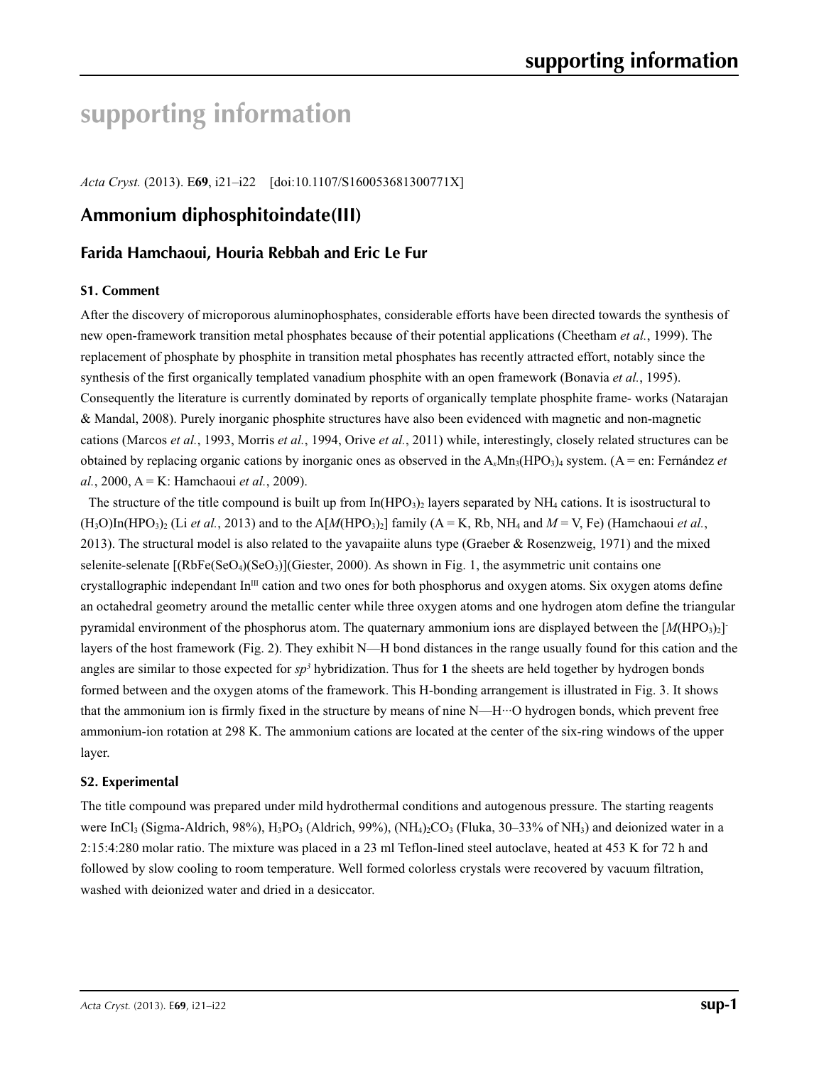# supporting information

*Acta Cryst.* (2013). E**69**, i21–i22 [doi:10.1107/S160053681300771X]

## Ammonium diphosphitoindate(III)

### Farida Hamchaoui, Houria Rebbah and Eric Le Fur

#### S1. Comment

After the discovery of microporous aluminophosphates, considerable efforts have been directed towards the synthesis of new open-framework transition metal phosphates because of their potential applications (Cheetham *et al.*, 1999). The replacement of phosphate by phosphite in transition metal phosphates has recently attracted effort, notably since the synthesis of the first organically templated vanadium phosphite with an open framework (Bonavia *et al.*, 1995). Consequently the literature is currently dominated by reports of organically template phosphite frame- works (Natarajan & Mandal, 2008). Purely inorganic phosphite structures have also been evidenced with magnetic and non-magnetic cations (Marcos *et al.*, 1993, Morris *et al.*, 1994, Orive *et al.*, 2011) while, interestingly, closely related structures can be obtained by replacing organic cations by inorganic ones as observed in the $A_xMn_3(HPO_3)_4$ system. (A = en: Fernández *et al.*, 2000, A = K: Hamchaoui *et al.*, 2009).

The structure of the title compound is built up from $In(HPO_3)_2$ layers separated by $NH_4$ cations. It is isostructural to $(H_3O)In(HPO_3)_2$ (Li *et al.*, 2013) and to the $A[M(HPO_3)_2]$ family (A = K, Rb, $NH_4$ and *M* = V, Fe) (Hamchaoui *et al.*, 2013). The structural model is also related to the yavapaiite aluns type (Graeber & Rosenzweig, 1971) and the mixed selenite-selenate $[(RbFe(SeO_4)(SeO_3)]$(Giester, 2000). As shown in Fig. 1, the asymmetric unit contains one crystallographic independant $In^{III}$ cation and two ones for both phosphorus and oxygen atoms. Six oxygen atoms define an octahedral geometry around the metallic center while three oxygen atoms and one hydrogen atom define the triangular pyramidal environment of the phosphorus atom. The quaternary ammonium ions are displayed between the $[M(HPO_3)_2]^-$ layers of the host framework (Fig. 2). They exhibit N—H bond distances in the range usually found for this cation and the angles are similar to those expected for $sp^3$ hybridization. Thus for **1** the sheets are held together by hydrogen bonds formed between and the oxygen atoms of the framework. This H-bonding arrangement is illustrated in Fig. 3. It shows that the ammonium ion is firmly fixed in the structure by means of nine N—H···O hydrogen bonds, which prevent free ammonium-ion rotation at 298 K. The ammonium cations are located at the center of the six-ring windows of the upper layer.

#### S2. Experimental

The title compound was prepared under mild hydrothermal conditions and autogenous pressure. The starting reagents were $InCl_3$ (Sigma-Aldrich, 98%), $H_3PO_3$ (Aldrich, 99%), $(NH_4)_2CO_3$ (Fluka, 30–33% of $NH_3$) and deionized water in a 2:15:4:280 molar ratio. The mixture was placed in a 23 ml Teflon-lined steel autoclave, heated at 453 K for 72 h and followed by slow cooling to room temperature. Well formed colorless crystals were recovered by vacuum filtration, washed with deionized water and dried in a desiccator.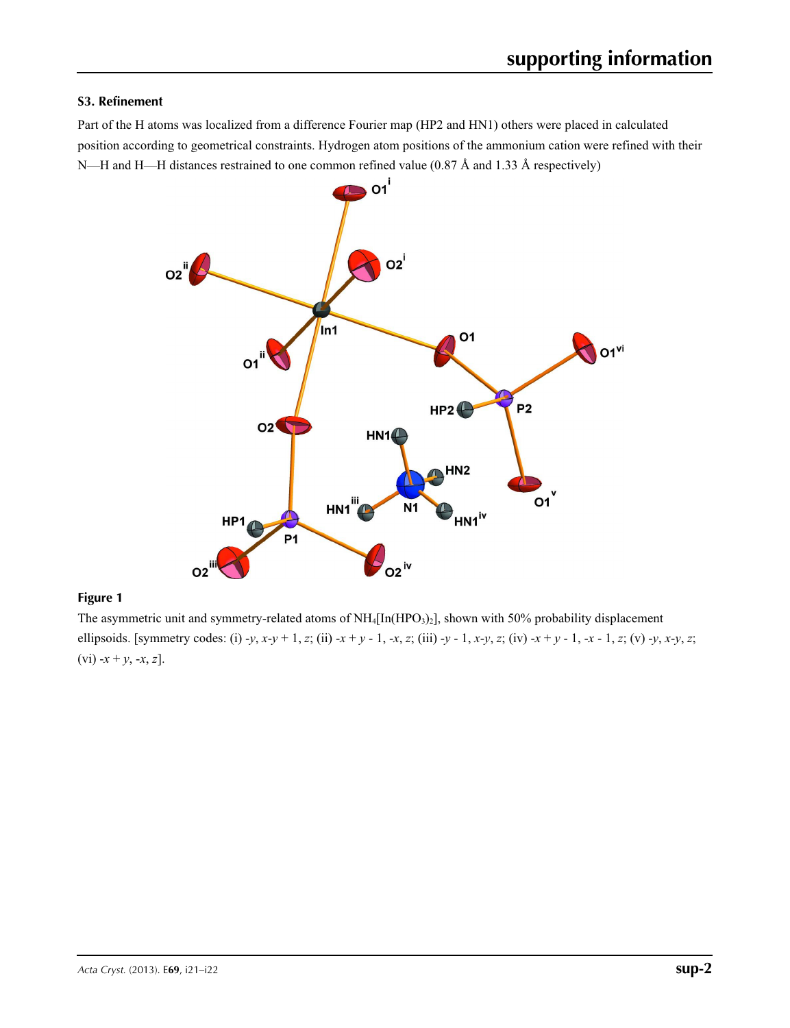### S3. Refinement

Part of the H atoms was localized from a difference Fourier map (HP2 and HN1) others were placed in calculated position according to geometrical constraints. Hydrogen atom positions of the ammonium cation were refined with their N—H and H—H distances restrained to one common refined value (0.87 Å and 1.33 Å respectively)

**Figure 1**

The asymmetric unit and symmetry-related atoms of $NH_4[In(HPO_3)_2]$, shown with 50% probability displacement ellipsoids. [symmetry codes: (i) -*y*, *x*-*y* + 1, *z*; (ii) -*x* + *y* - 1, -*x*, *z*; (iii) -*y* - 1, *x*-*y*, *z*; (iv) -*x* + *y* - 1, -*x* - 1, *z*; (v) -*y*, *x*-*y*, *z*; (vi) -*x* + *y*, -*x*, *z*].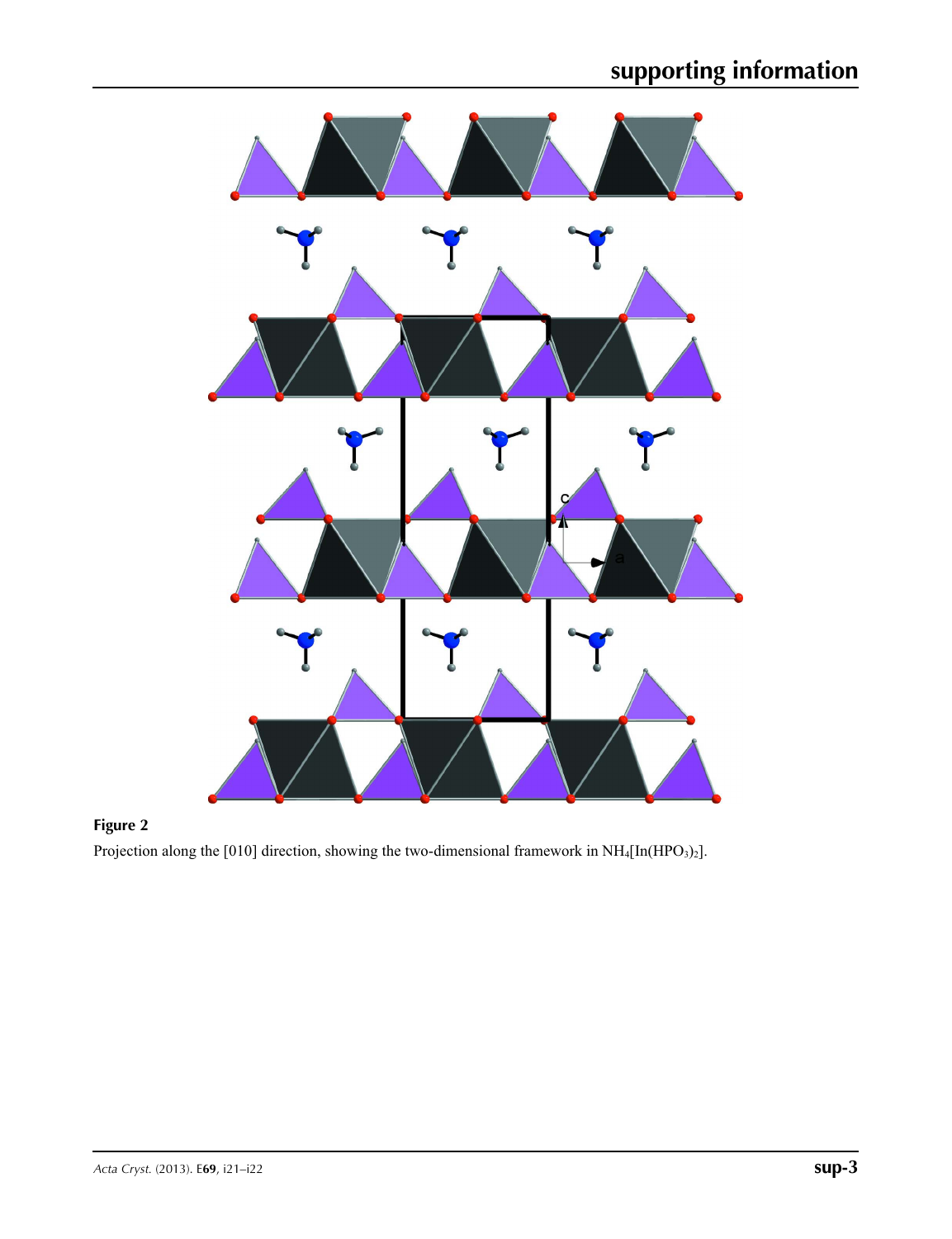**Figure 2**

Projection along the [010] direction, showing the two-dimensional framework in $NH_4[In(HPO_3)_2]$.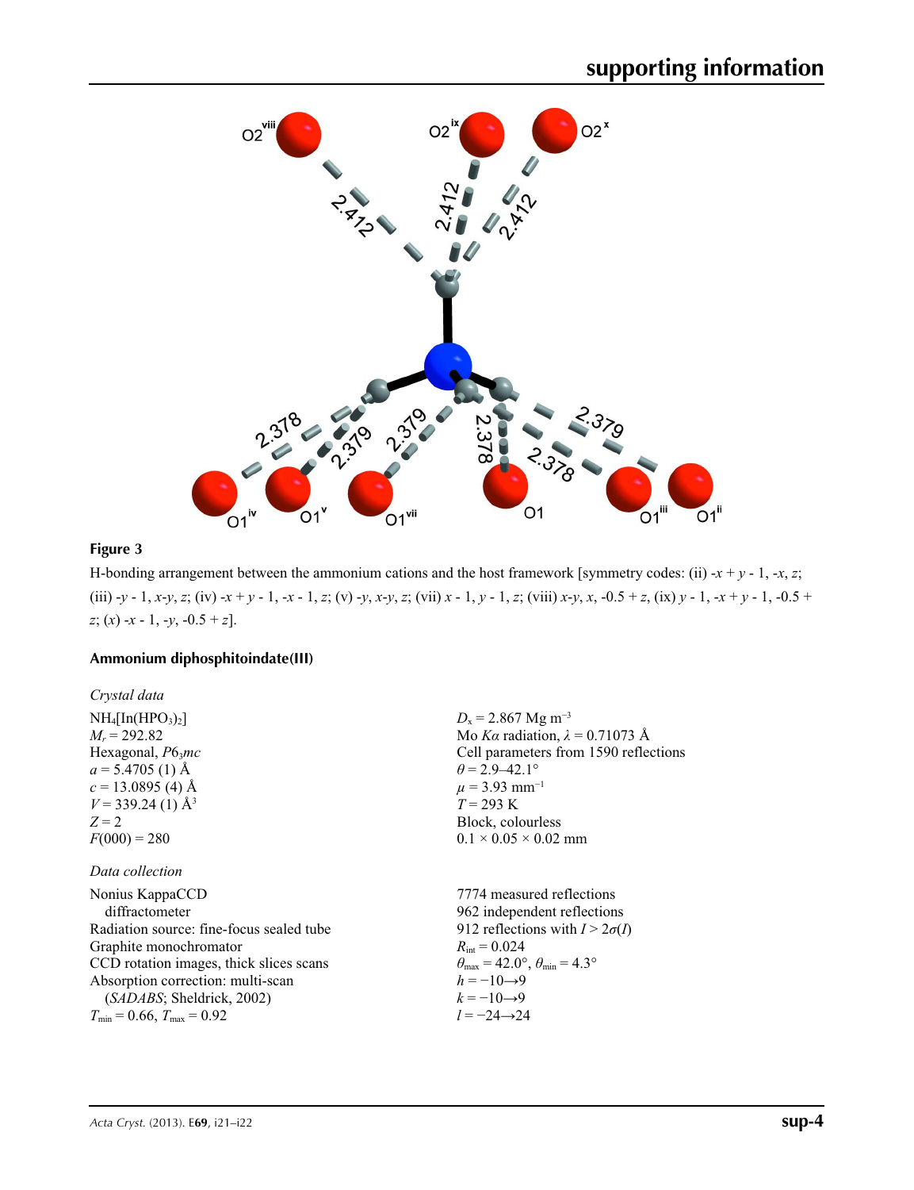**Figure 3**

H-bonding arrangement between the ammonium cations and the host framework [symmetry codes: (ii) -x + y - 1, -x, z; (iii) -y - 1, x-y, z; (iv) -x + y - 1, -x - 1, z; (v) -y, x-y, z; (vii) x - 1, y - 1, z; (viii) x-y, x, -0.5 + z, (ix) y - 1, -x + y - 1, -0.5 + z; (x) -x - 1, -y, -0.5 + z].

## Ammonium diphosphitoindate(III)

### *Crystal data*

$NH_4[In(HPO_3)_2]$
$M_r$ = 292.82
Hexagonal, $P6_3mc$
$a$ = 5.4705 (1) Å
$c$ = 13.0895 (4) Å
$V$ = 339.24 (1) Å$^3$
$Z$ = 2
$F$(000) = 280
$D_x$ = 2.867 Mg m$^{-3}$
Mo $K\alpha$ radiation, $\lambda$ = 0.71073 Å
Cell parameters from 1590 reflections
$\theta$ = 2.9–42.1°
$\mu$ = 3.93 mm$^{-1}$
$T$ = 293 K
Block, colourless
0.1 × 0.05 × 0.02 mm

### *Data collection*

Nonius KappaCCD diffractometer
Radiation source: fine-focus sealed tube
Graphite monochromator
CCD rotation images, thick slices scans
Absorption correction: multi-scan (*SADABS*; Sheldrick, 2002)
$T_{min}$ = 0.66, $T_{max}$ = 0.92
7774 measured reflections
962 independent reflections
912 reflections with $I > 2\sigma(I)$
$R_{int}$ = 0.024
$\theta_{max}$ = 42.0°, $\theta_{min}$ = 4.3°
$h$ = −10→9
$k$ = −10→9
$l$ = −24→24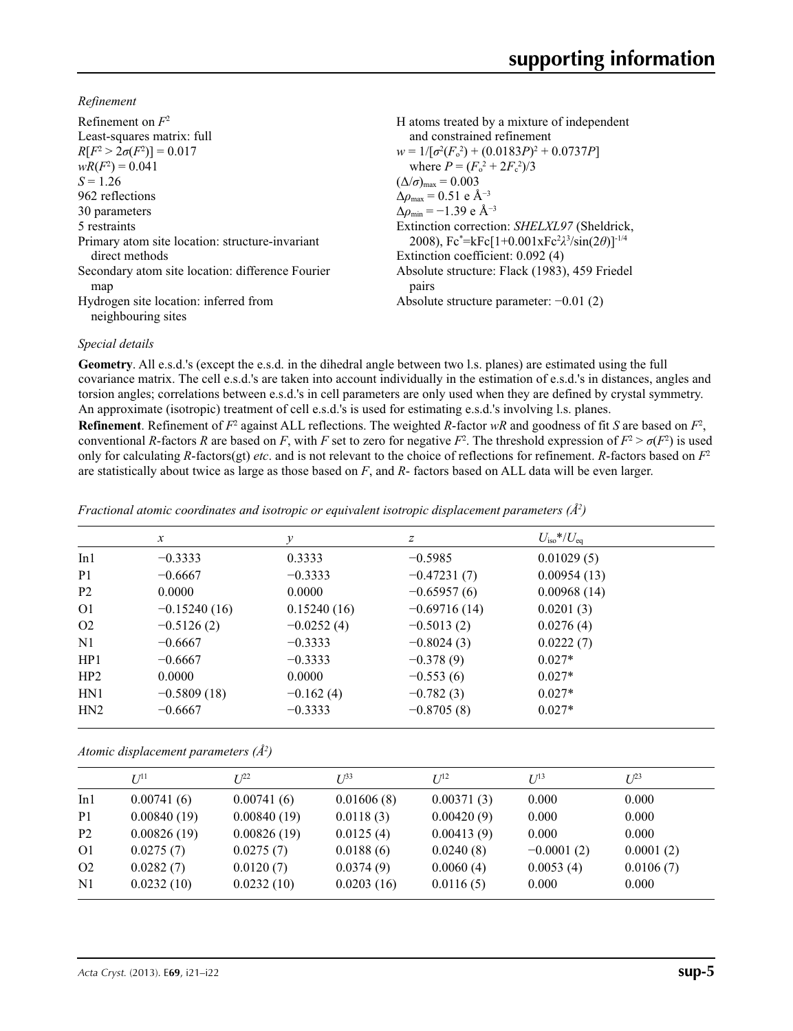*Refinement*

Refinement on $F^2$
Least-squares matrix: full
$R[F^2 > 2\sigma(F^2)] = 0.017$
$wR(F^2) = 0.041$
$S = 1.26$
962 reflections
30 parameters
5 restraints
Primary atom site location: structure-invariant direct methods
Secondary atom site location: difference Fourier map
Hydrogen site location: inferred from neighbouring sites
H atoms treated by a mixture of independent and constrained refinement
$w = 1/[\sigma^2(F_o^2) + (0.0183P)^2 + 0.0737P]$
where $P = (F_o^2 + 2F_c^2)/3$
$(\Delta/\sigma)_{max} = 0.003$
$\Delta\rho_{max} = 0.51$ e Å$^{-3}$
$\Delta\rho_{min} = -1.39$ e Å$^{-3}$
Extinction correction: *SHELXL97* (Sheldrick, 2008), $Fc^*=kFc[1+0.001xFc^2\lambda^3/\sin(2\theta)]^{-1/4}$
Extinction coefficient: 0.092 (4)
Absolute structure: Flack (1983), 459 Friedel pairs
Absolute structure parameter: −0.01 (2)

*Special details*

**Geometry**. All e.s.d.'s (except the e.s.d. in the dihedral angle between two l.s. planes) are estimated using the full covariance matrix. The cell e.s.d.'s are taken into account individually in the estimation of e.s.d.'s in distances, angles and torsion angles; correlations between e.s.d.'s in cell parameters are only used when they are defined by crystal symmetry. An approximate (isotropic) treatment of cell e.s.d.'s is used for estimating e.s.d.'s involving l.s. planes.

**Refinement**. Refinement of $F^2$ against ALL reflections. The weighted $R$-factor $wR$ and goodness of fit $S$ are based on $F^2$, conventional $R$-factors $R$ are based on $F$, with $F$ set to zero for negative $F^2$. The threshold expression of $F^2 > \sigma(F^2)$ is used only for calculating $R$-factors(gt) *etc*. and is not relevant to the choice of reflections for refinement. $R$-factors based on $F^2$ are statistically about twice as large as those based on $F$, and $R$- factors based on ALL data will be even larger.

*Fractional atomic coordinates and isotropic or equivalent isotropic displacement parameters (Å$^2$)*

| | $x$ | $y$ | $z$ | $U_{iso}$*/$U_{eq}$ |
|---|---|---|---|---|
| In1 | −0.3333 | 0.3333 | −0.5985 | 0.01029 (5) |
| P1 | −0.6667 | −0.3333 | −0.47231 (7) | 0.00954 (13) |
| P2 | 0.0000 | 0.0000 | −0.65957 (6) | 0.00968 (14) |
| O1 | −0.15240 (16) | 0.15240 (16) | −0.69716 (14) | 0.0201 (3) |
| O2 | −0.5126 (2) | −0.0252 (4) | −0.5013 (2) | 0.0276 (4) |
| N1 | −0.6667 | −0.3333 | −0.8024 (3) | 0.0222 (7) |
| HP1 | −0.6667 | −0.3333 | −0.378 (9) | 0.027* |
| HP2 | 0.0000 | 0.0000 | −0.553 (6) | 0.027* |
| HN1 | −0.5809 (18) | −0.162 (4) | −0.782 (3) | 0.027* |
| HN2 | −0.6667 | −0.3333 | −0.8705 (8) | 0.027* |

*Atomic displacement parameters (Å$^2$)*

| | $U^{11}$ | $U^{22}$ | $U^{33}$ | $U^{12}$ | $U^{13}$ | $U^{23}$ |
|---|---|---|---|---|---|---|
| In1 | 0.00741 (6) | 0.00741 (6) | 0.01606 (8) | 0.00371 (3) | 0.000 | 0.000 |
| P1 | 0.00840 (19) | 0.00840 (19) | 0.0118 (3) | 0.00420 (9) | 0.000 | 0.000 |
| P2 | 0.00826 (19) | 0.00826 (19) | 0.0125 (4) | 0.00413 (9) | 0.000 | 0.000 |
| O1 | 0.0275 (7) | 0.0275 (7) | 0.0188 (6) | 0.0240 (8) | −0.0001 (2) | 0.0001 (2) |
| O2 | 0.0282 (7) | 0.0120 (7) | 0.0374 (9) | 0.0060 (4) | 0.0053 (4) | 0.0106 (7) |
| N1 | 0.0232 (10) | 0.0232 (10) | 0.0203 (16) | 0.0116 (5) | 0.000 | 0.000 |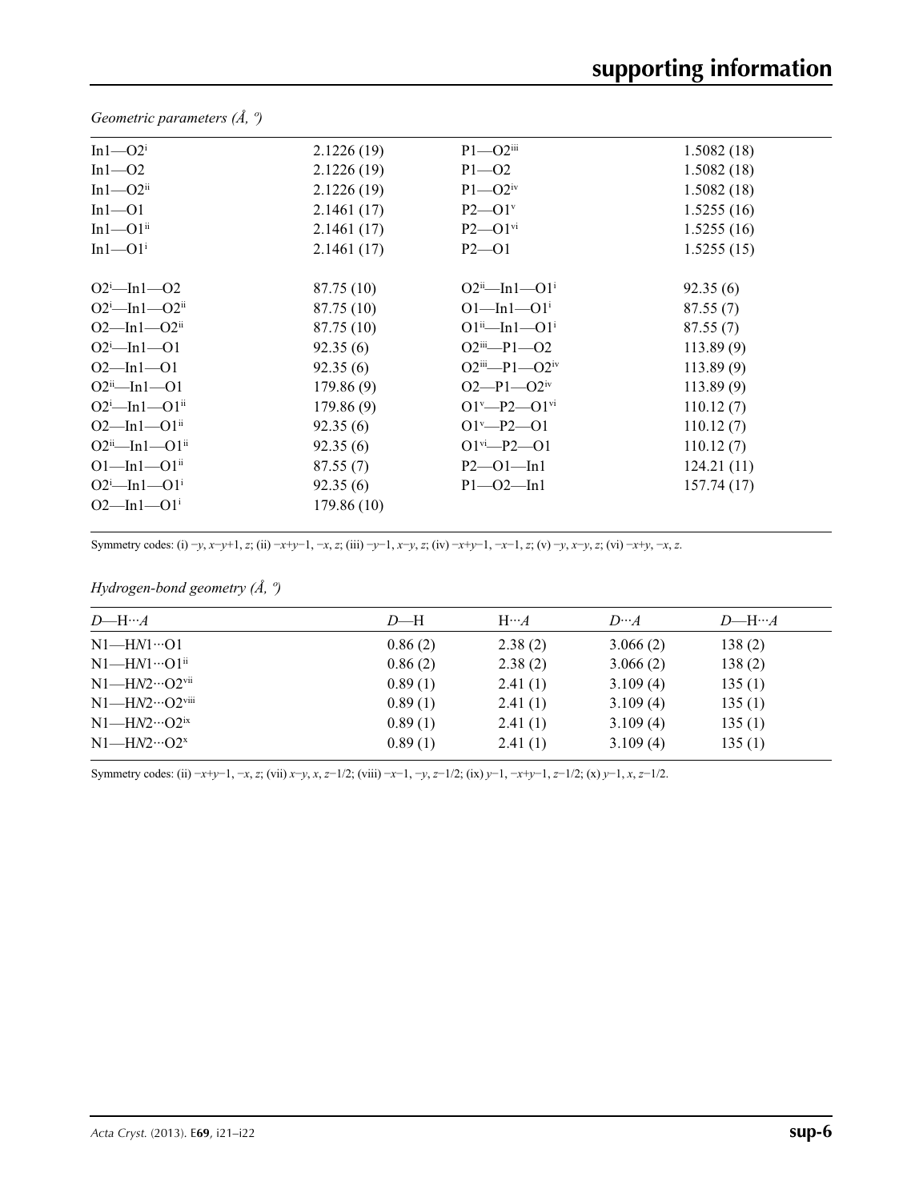*Geometric parameters (Å, º)*

| | | | |
|---|---|---|---|
| In1—O2$^{i}$ | 2.1226 (19) | P1—O2$^{iii}$ | 1.5082 (18) |
| In1—O2 | 2.1226 (19) | P1—O2 | 1.5082 (18) |
| In1—O2$^{ii}$ | 2.1226 (19) | P1—O2$^{iv}$ | 1.5082 (18) |
| In1—O1 | 2.1461 (17) | P2—O1$^{v}$ | 1.5255 (16) |
| In1—O1$^{ii}$ | 2.1461 (17) | P2—O1$^{vi}$ | 1.5255 (16) |
| In1—O1$^{i}$ | 2.1461 (17) | P2—O1 | 1.5255 (15) |
| | | | |
| O2$^{i}$—In1—O2 | 87.75 (10) | O2$^{ii}$—In1—O1$^{i}$ | 92.35 (6) |
| O2$^{i}$—In1—O2$^{ii}$ | 87.75 (10) | O1—In1—O1$^{i}$ | 87.55 (7) |
| O2—In1—O2$^{ii}$ | 87.75 (10) | O1$^{ii}$—In1—O1$^{i}$ | 87.55 (7) |
| O2$^{i}$—In1—O1 | 92.35 (6) | O2$^{iii}$—P1—O2 | 113.89 (9) |
| O2—In1—O1 | 92.35 (6) | O2$^{iii}$—P1—O2$^{iv}$ | 113.89 (9) |
| O2$^{ii}$—In1—O1 | 179.86 (9) | O2—P1—O2$^{iv}$ | 113.89 (9) |
| O2$^{i}$—In1—O1$^{ii}$ | 179.86 (9) | O1$^{v}$—P2—O1$^{vi}$ | 110.12 (7) |
| O2—In1—O1$^{ii}$ | 92.35 (6) | O1$^{v}$—P2—O1 | 110.12 (7) |
| O2$^{ii}$—In1—O1$^{ii}$ | 92.35 (6) | O1$^{vi}$—P2—O1 | 110.12 (7) |
| O1—In1—O1$^{ii}$ | 87.55 (7) | P2—O1—In1 | 124.21 (11) |
| O2$^{i}$—In1—O1$^{i}$ | 92.35 (6) | P1—O2—In1 | 157.74 (17) |
| O2—In1—O1$^{i}$ | 179.86 (10) | | |

Symmetry codes: (i) −*y*, *x*−*y*+1, *z*; (ii) −*x*+*y*−1, −*x*, *z*; (iii) −*y*−1, *x*−*y*, *z*; (iv) −*x*+*y*−1, −*x*−1, *z*; (v) −*y*, *x*−*y*, *z*; (vi) −*x*+*y*, −*x*, *z*.

*Hydrogen-bond geometry (Å, º)*

| *D*—H···*A* | *D*—H | H···*A* | *D*···*A* | *D*—H···*A* |
|---|---|---|---|---|
| N1—H*N*1···O1 | 0.86 (2) | 2.38 (2) | 3.066 (2) | 138 (2) |
| N1—H*N*1···O1$^{ii}$ | 0.86 (2) | 2.38 (2) | 3.066 (2) | 138 (2) |
| N1—H*N*2···O2$^{vii}$ | 0.89 (1) | 2.41 (1) | 3.109 (4) | 135 (1) |
| N1—H*N*2···O2$^{viii}$ | 0.89 (1) | 2.41 (1) | 3.109 (4) | 135 (1) |
| N1—H*N*2···O2$^{ix}$ | 0.89 (1) | 2.41 (1) | 3.109 (4) | 135 (1) |
| N1—H*N*2···O2$^{x}$ | 0.89 (1) | 2.41 (1) | 3.109 (4) | 135 (1) |

Symmetry codes: (ii) −*x*+*y*−1, −*x*, *z*; (vii) *x*−*y*, *x*, *z*−1/2; (viii) −*x*−1, −*y*, *z*−1/2; (ix) *y*−1, −*x*+*y*−1, *z*−1/2; (x) *y*−1, *x*, *z*−1/2.